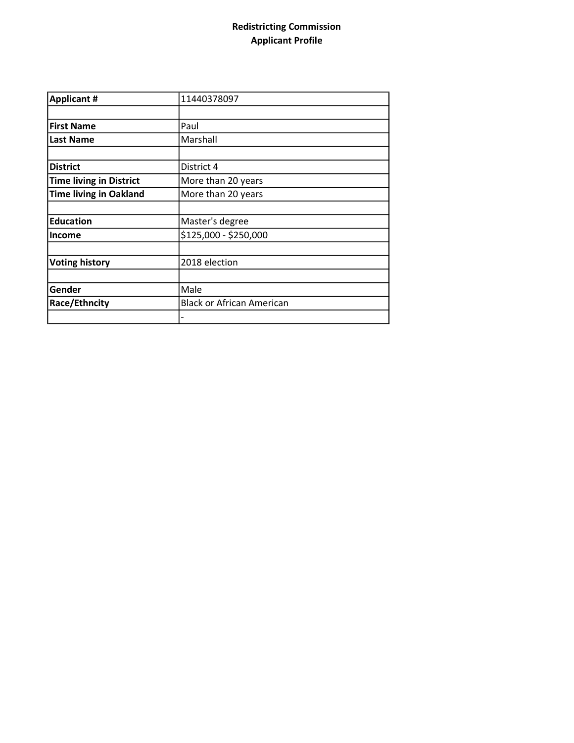**Redistricting Commission**
**Applicant Profile**

| | |
|---|---|
| **Applicant #** | 11440378097 |
| | |
| **First Name** | Paul |
| **Last Name** | Marshall |
| | |
| **District** | District 4 |
| **Time living in District** | More than 20 years |
| **Time living in Oakland** | More than 20 years |
| | |
| **Education** | Master's degree |
| **Income** | $125,000 - $250,000 |
| | |
| **Voting history** | 2018 election |
| | |
| **Gender** | Male |
| **Race/Ethncity** | Black or African American |
| | - |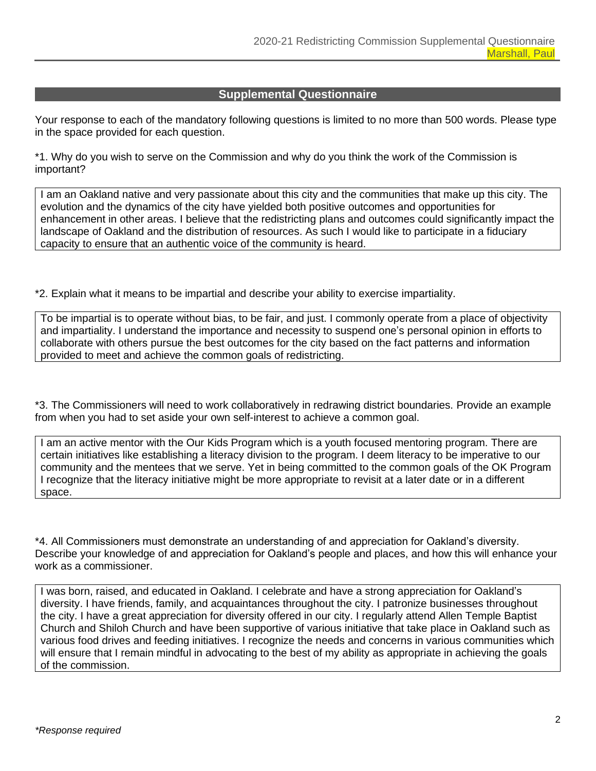## Supplemental Questionnaire

Your response to each of the mandatory following questions is limited to no more than 500 words. Please type in the space provided for each question.

*1. Why do you wish to serve on the Commission and why do you think the work of the Commission is important?

I am an Oakland native and very passionate about this city and the communities that make up this city. The evolution and the dynamics of the city have yielded both positive outcomes and opportunities for enhancement in other areas. I believe that the redistricting plans and outcomes could significantly impact the landscape of Oakland and the distribution of resources. As such I would like to participate in a fiduciary capacity to ensure that an authentic voice of the community is heard.

*2. Explain what it means to be impartial and describe your ability to exercise impartiality.

To be impartial is to operate without bias, to be fair, and just. I commonly operate from a place of objectivity and impartiality. I understand the importance and necessity to suspend one's personal opinion in efforts to collaborate with others pursue the best outcomes for the city based on the fact patterns and information provided to meet and achieve the common goals of redistricting.

*3. The Commissioners will need to work collaboratively in redrawing district boundaries. Provide an example from when you had to set aside your own self-interest to achieve a common goal.

I am an active mentor with the Our Kids Program which is a youth focused mentoring program. There are certain initiatives like establishing a literacy division to the program. I deem literacy to be imperative to our community and the mentees that we serve. Yet in being committed to the common goals of the OK Program I recognize that the literacy initiative might be more appropriate to revisit at a later date or in a different space.

*4. All Commissioners must demonstrate an understanding of and appreciation for Oakland's diversity. Describe your knowledge of and appreciation for Oakland's people and places, and how this will enhance your work as a commissioner.

I was born, raised, and educated in Oakland. I celebrate and have a strong appreciation for Oakland's diversity. I have friends, family, and acquaintances throughout the city. I patronize businesses throughout the city. I have a great appreciation for diversity offered in our city. I regularly attend Allen Temple Baptist Church and Shiloh Church and have been supportive of various initiative that take place in Oakland such as various food drives and feeding initiatives. I recognize the needs and concerns in various communities which will ensure that I remain mindful in advocating to the best of my ability as appropriate in achieving the goals of the commission.

*Response required*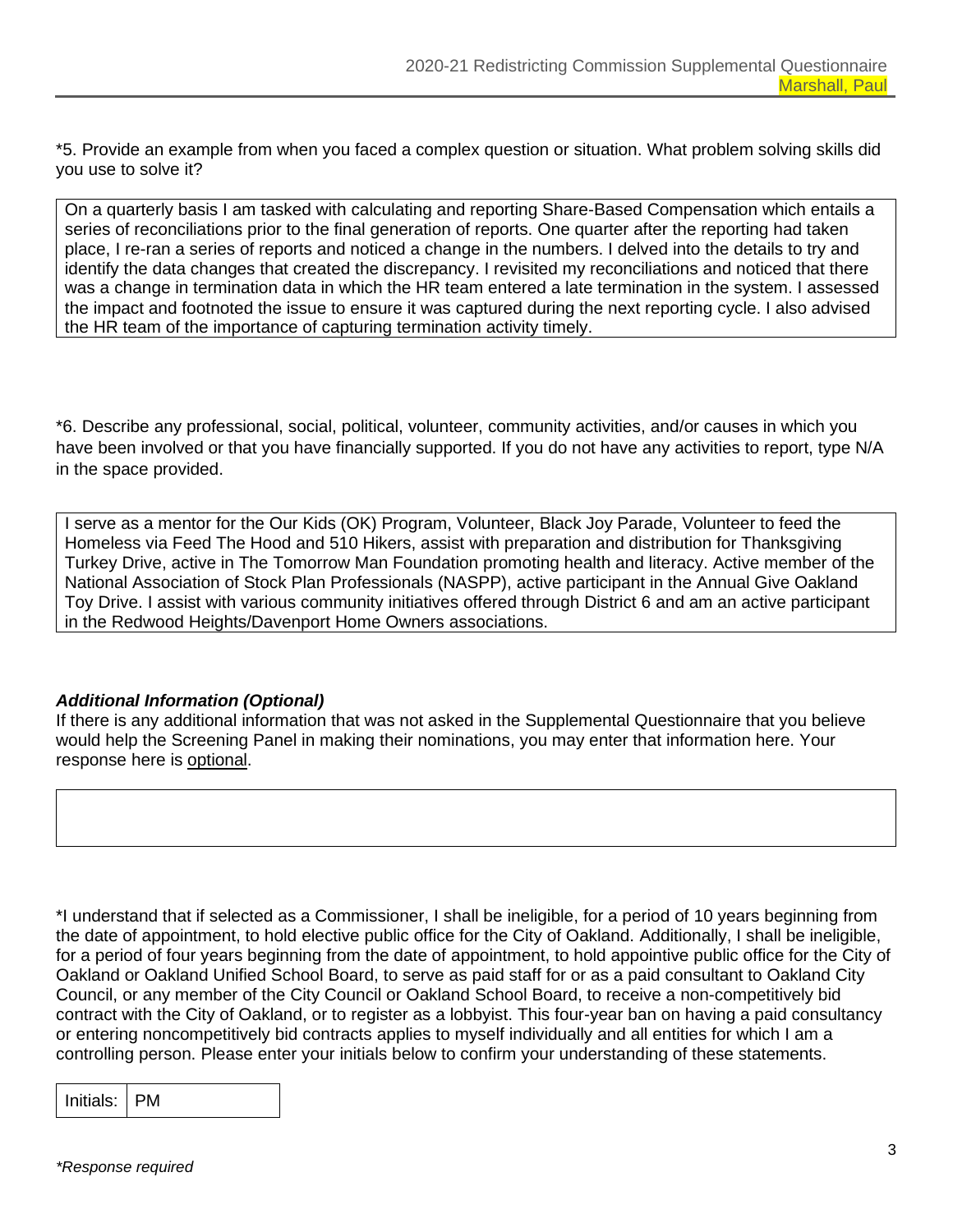*5. Provide an example from when you faced a complex question or situation. What problem solving skills did you use to solve it?

On a quarterly basis I am tasked with calculating and reporting Share-Based Compensation which entails a series of reconciliations prior to the final generation of reports. One quarter after the reporting had taken place, I re-ran a series of reports and noticed a change in the numbers. I delved into the details to try and identify the data changes that created the discrepancy. I revisited my reconciliations and noticed that there was a change in termination data in which the HR team entered a late termination in the system. I assessed the impact and footnoted the issue to ensure it was captured during the next reporting cycle. I also advised the HR team of the importance of capturing termination activity timely.

*6. Describe any professional, social, political, volunteer, community activities, and/or causes in which you have been involved or that you have financially supported. If you do not have any activities to report, type N/A in the space provided.

I serve as a mentor for the Our Kids (OK) Program, Volunteer, Black Joy Parade, Volunteer to feed the Homeless via Feed The Hood and 510 Hikers, assist with preparation and distribution for Thanksgiving Turkey Drive, active in The Tomorrow Man Foundation promoting health and literacy. Active member of the National Association of Stock Plan Professionals (NASPP), active participant in the Annual Give Oakland Toy Drive. I assist with various community initiatives offered through District 6 and am an active participant in the Redwood Heights/Davenport Home Owners associations.

***Additional Information (Optional)***

If there is any additional information that was not asked in the Supplemental Questionnaire that you believe would help the Screening Panel in making their nominations, you may enter that information here. Your response here is optional.

*I understand that if selected as a Commissioner, I shall be ineligible, for a period of 10 years beginning from the date of appointment, to hold elective public office for the City of Oakland. Additionally, I shall be ineligible, for a period of four years beginning from the date of appointment, to hold appointive public office for the City of Oakland or Oakland Unified School Board, to serve as paid staff for or as a paid consultant to Oakland City Council, or any member of the City Council or Oakland School Board, to receive a non-competitively bid contract with the City of Oakland, or to register as a lobbyist. This four-year ban on having a paid consultancy or entering noncompetitively bid contracts applies to myself individually and all entities for which I am a controlling person. Please enter your initials below to confirm your understanding of these statements.

| Initials: | PM |
|---|---|

*\*Response required*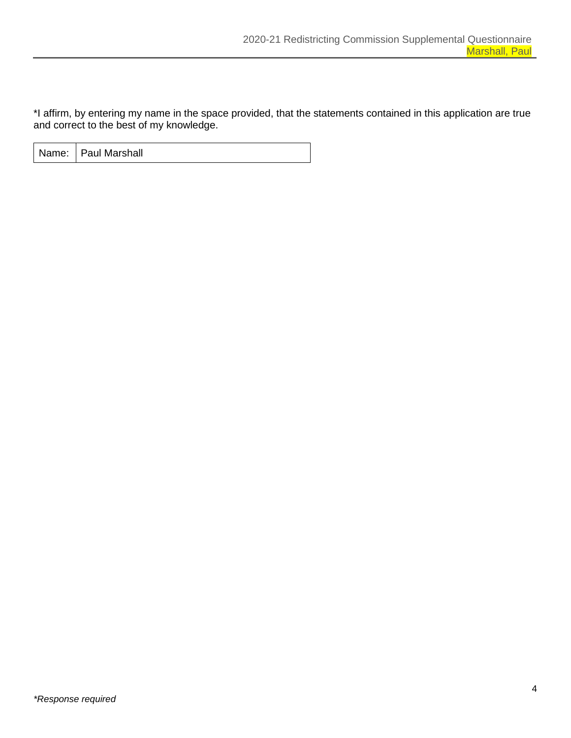*I affirm, by entering my name in the space provided, that the statements contained in this application are true and correct to the best of my knowledge.

| | |
|---|---|
| Name: | Paul Marshall |

*\*Response required*